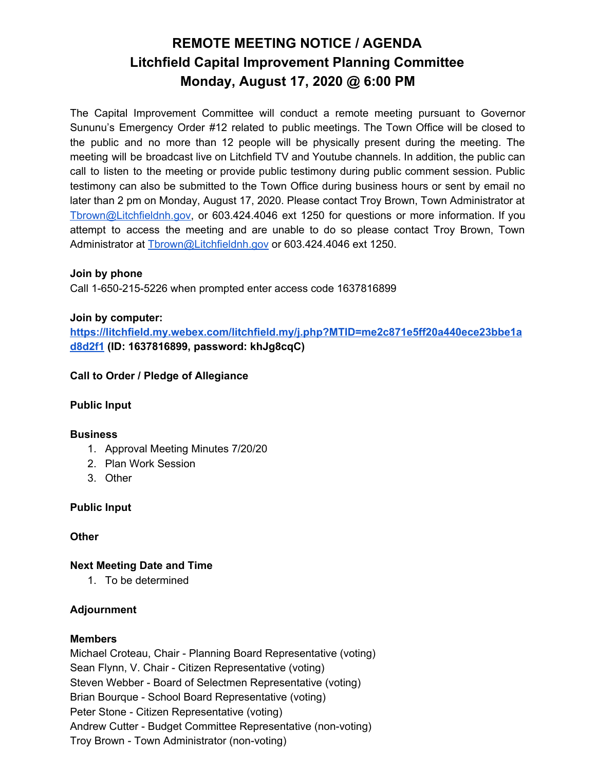# REMOTE MEETING NOTICE / AGENDA
# Litchfield Capital Improvement Planning Committee
# Monday, August 17, 2020 @ 6:00 PM

The Capital Improvement Committee will conduct a remote meeting pursuant to Governor Sununu's Emergency Order #12 related to public meetings. The Town Office will be closed to the public and no more than 12 people will be physically present during the meeting. The meeting will be broadcast live on Litchfield TV and Youtube channels. In addition, the public can call to listen to the meeting or provide public testimony during public comment session. Public testimony can also be submitted to the Town Office during business hours or sent by email no later than 2 pm on Monday, August 17, 2020. Please contact Troy Brown, Town Administrator at Tbrown@Litchfieldnh.gov, or 603.424.4046 ext 1250 for questions or more information. If you attempt to access the meeting and are unable to do so please contact Troy Brown, Town Administrator at Tbrown@Litchfieldnh.gov or 603.424.4046 ext 1250.

**Join by phone**
Call 1-650-215-5226 when prompted enter access code 1637816899

**Join by computer:**
**https://litchfield.my.webex.com/litchfield.my/j.php?MTID=me2c871e5ff20a440ece23bbe1ad8d2f1 (ID: 1637816899, password: khJg8cqC)**

**Call to Order / Pledge of Allegiance**

**Public Input**

**Business**
1. Approval Meeting Minutes 7/20/20
2. Plan Work Session
3. Other

**Public Input**

**Other**

**Next Meeting Date and Time**
1. To be determined

**Adjournment**

**Members**
Michael Croteau, Chair - Planning Board Representative (voting)
Sean Flynn, V. Chair - Citizen Representative (voting)
Steven Webber - Board of Selectmen Representative (voting)
Brian Bourque - School Board Representative (voting)
Peter Stone - Citizen Representative (voting)
Andrew Cutter - Budget Committee Representative (non-voting)
Troy Brown - Town Administrator (non-voting)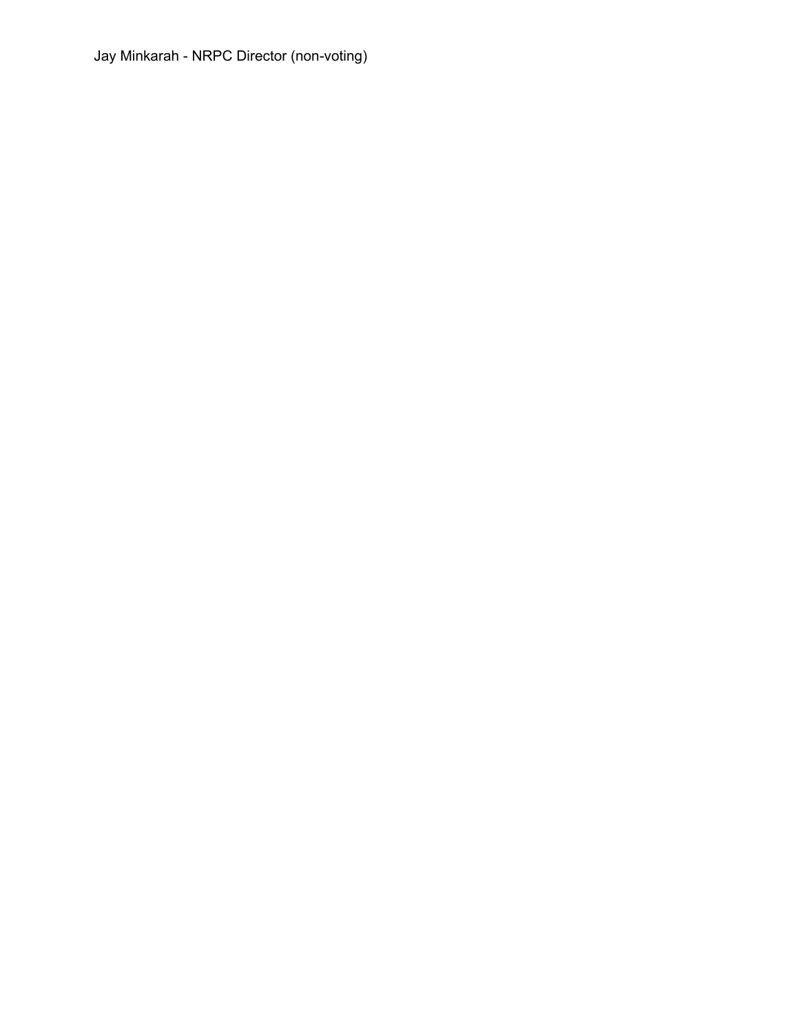Jay Minkarah - NRPC Director (non-voting)